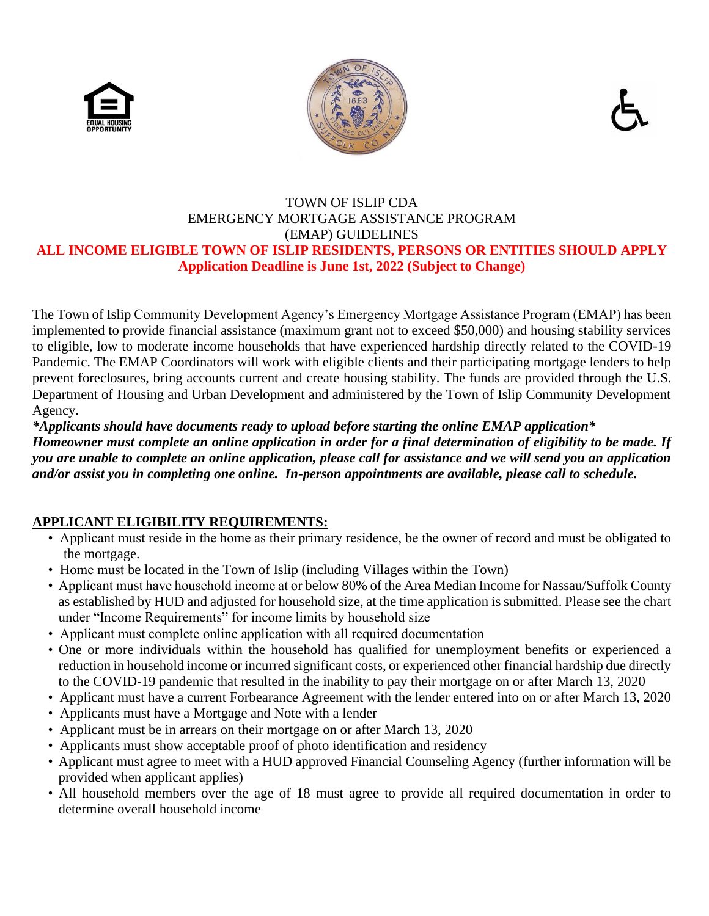# TOWN OF ISLIP CDA
# EMERGENCY MORTGAGE ASSISTANCE PROGRAM
# (EMAP) GUIDELINES

**ALL INCOME ELIGIBLE TOWN OF ISLIP RESIDENTS, PERSONS OR ENTITIES SHOULD APPLY**

**Application Deadline is June 1st, 2022 (Subject to Change)**

The Town of Islip Community Development Agency's Emergency Mortgage Assistance Program (EMAP) has been implemented to provide financial assistance (maximum grant not to exceed $50,000) and housing stability services to eligible, low to moderate income households that have experienced hardship directly related to the COVID-19 Pandemic. The EMAP Coordinators will work with eligible clients and their participating mortgage lenders to help prevent foreclosures, bring accounts current and create housing stability. The funds are provided through the U.S. Department of Housing and Urban Development and administered by the Town of Islip Community Development Agency.

***Applicants should have documents ready to upload before starting the online EMAP application***

***Homeowner must complete an online application in order for a final determination of eligibility to be made. If you are unable to complete an online application, please call for assistance and we will send you an application and/or assist you in completing one online. In-person appointments are available, please call to schedule.***

## APPLICANT ELIGIBILITY REQUIREMENTS:

- Applicant must reside in the home as their primary residence, be the owner of record and must be obligated to the mortgage.
- Home must be located in the Town of Islip (including Villages within the Town)
- Applicant must have household income at or below 80% of the Area Median Income for Nassau/Suffolk County as established by HUD and adjusted for household size, at the time application is submitted. Please see the chart under "Income Requirements" for income limits by household size
- Applicant must complete online application with all required documentation
- One or more individuals within the household has qualified for unemployment benefits or experienced a reduction in household income or incurred significant costs, or experienced other financial hardship due directly to the COVID-19 pandemic that resulted in the inability to pay their mortgage on or after March 13, 2020
- Applicant must have a current Forbearance Agreement with the lender entered into on or after March 13, 2020
- Applicants must have a Mortgage and Note with a lender
- Applicant must be in arrears on their mortgage on or after March 13, 2020
- Applicants must show acceptable proof of photo identification and residency
- Applicant must agree to meet with a HUD approved Financial Counseling Agency (further information will be provided when applicant applies)
- All household members over the age of 18 must agree to provide all required documentation in order to determine overall household income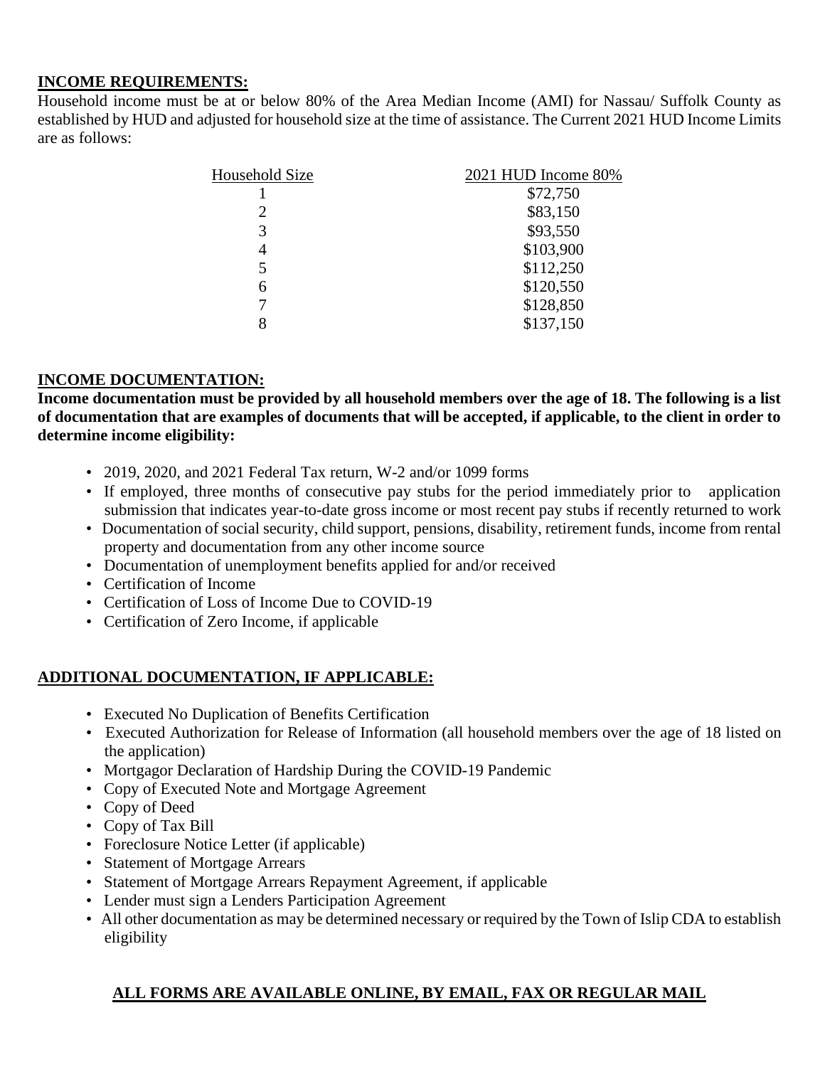## INCOME REQUIREMENTS:

Household income must be at or below 80% of the Area Median Income (AMI) for Nassau/ Suffolk County as established by HUD and adjusted for household size at the time of assistance. The Current 2021 HUD Income Limits are as follows:

| Household Size | 2021 HUD Income 80% |
|---|---|
| 1 | $72,750 |
| 2 | $83,150 |
| 3 | $93,550 |
| 4 | $103,900 |
| 5 | $112,250 |
| 6 | $120,550 |
| 7 | $128,850 |
| 8 | $137,150 |

## INCOME DOCUMENTATION:

**Income documentation must be provided by all household members over the age of 18. The following is a list of documentation that are examples of documents that will be accepted, if applicable, to the client in order to determine income eligibility:**

- 2019, 2020, and 2021 Federal Tax return, W-2 and/or 1099 forms
- If employed, three months of consecutive pay stubs for the period immediately prior to application submission that indicates year-to-date gross income or most recent pay stubs if recently returned to work
- Documentation of social security, child support, pensions, disability, retirement funds, income from rental property and documentation from any other income source
- Documentation of unemployment benefits applied for and/or received
- Certification of Income
- Certification of Loss of Income Due to COVID-19
- Certification of Zero Income, if applicable

## ADDITIONAL DOCUMENTATION, IF APPLICABLE:

- Executed No Duplication of Benefits Certification
- Executed Authorization for Release of Information (all household members over the age of 18 listed on the application)
- Mortgagor Declaration of Hardship During the COVID-19 Pandemic
- Copy of Executed Note and Mortgage Agreement
- Copy of Deed
- Copy of Tax Bill
- Foreclosure Notice Letter (if applicable)
- Statement of Mortgage Arrears
- Statement of Mortgage Arrears Repayment Agreement, if applicable
- Lender must sign a Lenders Participation Agreement
- All other documentation as may be determined necessary or required by the Town of Islip CDA to establish eligibility

**ALL FORMS ARE AVAILABLE ONLINE, BY EMAIL, FAX OR REGULAR MAIL**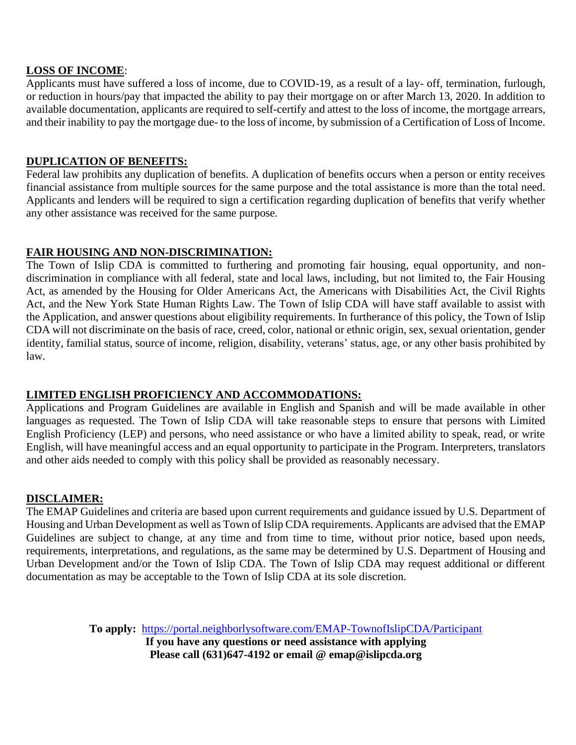**LOSS OF INCOME**:

Applicants must have suffered a loss of income, due to COVID-19, as a result of a lay- off, termination, furlough, or reduction in hours/pay that impacted the ability to pay their mortgage on or after March 13, 2020. In addition to available documentation, applicants are required to self-certify and attest to the loss of income, the mortgage arrears, and their inability to pay the mortgage due- to the loss of income, by submission of a Certification of Loss of Income.

**DUPLICATION OF BENEFITS:**

Federal law prohibits any duplication of benefits. A duplication of benefits occurs when a person or entity receives financial assistance from multiple sources for the same purpose and the total assistance is more than the total need. Applicants and lenders will be required to sign a certification regarding duplication of benefits that verify whether any other assistance was received for the same purpose.

**FAIR HOUSING AND NON-DISCRIMINATION:**

The Town of Islip CDA is committed to furthering and promoting fair housing, equal opportunity, and non-discrimination in compliance with all federal, state and local laws, including, but not limited to, the Fair Housing Act, as amended by the Housing for Older Americans Act, the Americans with Disabilities Act, the Civil Rights Act, and the New York State Human Rights Law. The Town of Islip CDA will have staff available to assist with the Application, and answer questions about eligibility requirements. In furtherance of this policy, the Town of Islip CDA will not discriminate on the basis of race, creed, color, national or ethnic origin, sex, sexual orientation, gender identity, familial status, source of income, religion, disability, veterans' status, age, or any other basis prohibited by law.

**LIMITED ENGLISH PROFICIENCY AND ACCOMMODATIONS:**

Applications and Program Guidelines are available in English and Spanish and will be made available in other languages as requested. The Town of Islip CDA will take reasonable steps to ensure that persons with Limited English Proficiency (LEP) and persons, who need assistance or who have a limited ability to speak, read, or write English, will have meaningful access and an equal opportunity to participate in the Program. Interpreters, translators and other aids needed to comply with this policy shall be provided as reasonably necessary.

**DISCLAIMER:**

The EMAP Guidelines and criteria are based upon current requirements and guidance issued by U.S. Department of Housing and Urban Development as well as Town of Islip CDA requirements. Applicants are advised that the EMAP Guidelines are subject to change, at any time and from time to time, without prior notice, based upon needs, requirements, interpretations, and regulations, as the same may be determined by U.S. Department of Housing and Urban Development and/or the Town of Islip CDA. The Town of Islip CDA may request additional or different documentation as may be acceptable to the Town of Islip CDA at its sole discretion.

**To apply:** https://portal.neighborlysoftware.com/EMAP-TownofIslipCDA/Participant

**If you have any questions or need assistance with applying**
**Please call (631)647-4192 or email @ emap@islipcda.org**